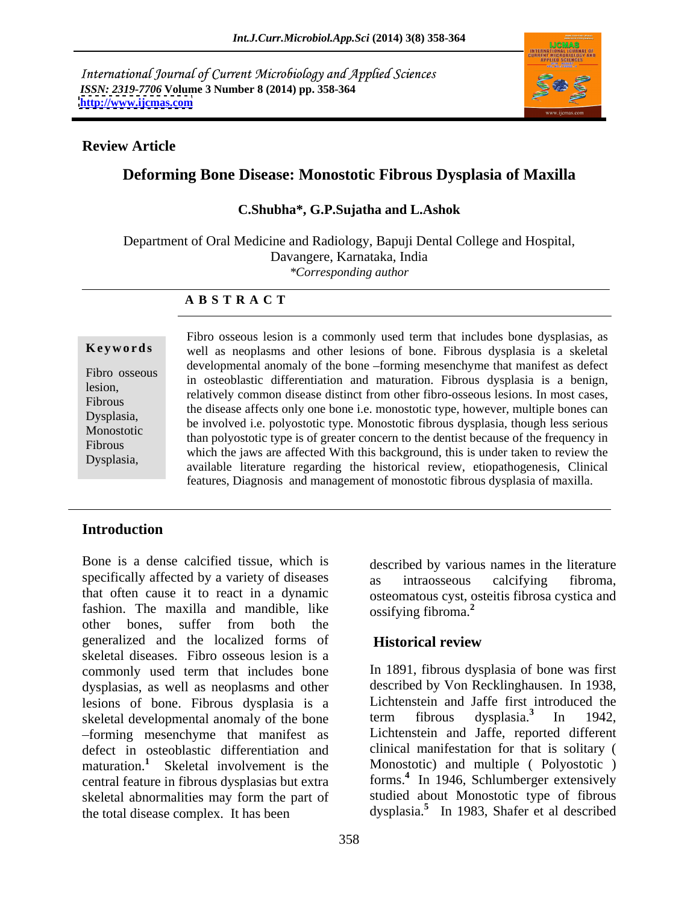International Journal of Current Microbiology and Applied Sciences
*ISSN: 2319-7706* **Volume 3 Number 8 (2014) pp. 358-364**
**http://www.ijcmas.com**

**Review Article**

# Deforming Bone Disease: Monostotic Fibrous Dysplasia of Maxilla

**C.Shubha\*, G.P.Sujatha and L.Ashok**

Department of Oral Medicine and Radiology, Bapuji Dental College and Hospital, Davangere, Karnataka, India
*\*Corresponding author*

## A B S T R A C T

**Keywords**

Fibro osseous lesion, Fibrous Dysplasia, Monostotic Fibrous Dysplasia,

Fibro osseous lesion is a commonly used term that includes bone dysplasias, as well as neoplasms and other lesions of bone. Fibrous dysplasia is a skeletal developmental anomaly of the bone –forming mesenchyme that manifest as defect in osteoblastic differentiation and maturation. Fibrous dysplasia is a benign, relatively common disease distinct from other fibro-osseous lesions. In most cases, the disease affects only one bone i.e. monostotic type, however, multiple bones can be involved i.e. polyostotic type. Monostotic fibrous dysplasia, though less serious than polyostotic type is of greater concern to the dentist because of the frequency in which the jaws are affected With this background, this is under taken to review the available literature regarding the historical review, etiopathogenesis, Clinical features, Diagnosis and management of monostotic fibrous dysplasia of maxilla.

## Introduction

Bone is a dense calcified tissue, which is specifically affected by a variety of diseases that often cause it to react in a dynamic fashion. The maxilla and mandible, like other bones, suffer from both the generalized and the localized forms of skeletal diseases. Fibro osseous lesion is a commonly used term that includes bone dysplasias, as well as neoplasms and other lesions of bone. Fibrous dysplasia is a skeletal developmental anomaly of the bone –forming mesenchyme that manifest as defect in osteoblastic differentiation and maturation.[1] Skeletal involvement is the central feature in fibrous dysplasias but extra skeletal abnormalities may form the part of the total disease complex. It has been described by various names in the literature as intraosseous calcifying fibroma, osteomatous cyst, osteitis fibrosa cystica and ossifying fibroma.[2]

## Historical review

In 1891, fibrous dysplasia of bone was first described by Von Recklinghausen. In 1938, Lichtenstein and Jaffe first introduced the term fibrous dysplasia.[3] In 1942, Lichtenstein and Jaffe, reported different clinical manifestation for that is solitary ( Monostotic) and multiple ( Polyostotic ) forms.[4] In 1946, Schlumberger extensively studied about Monostotic type of fibrous dysplasia.[5] In 1983, Shafer et al described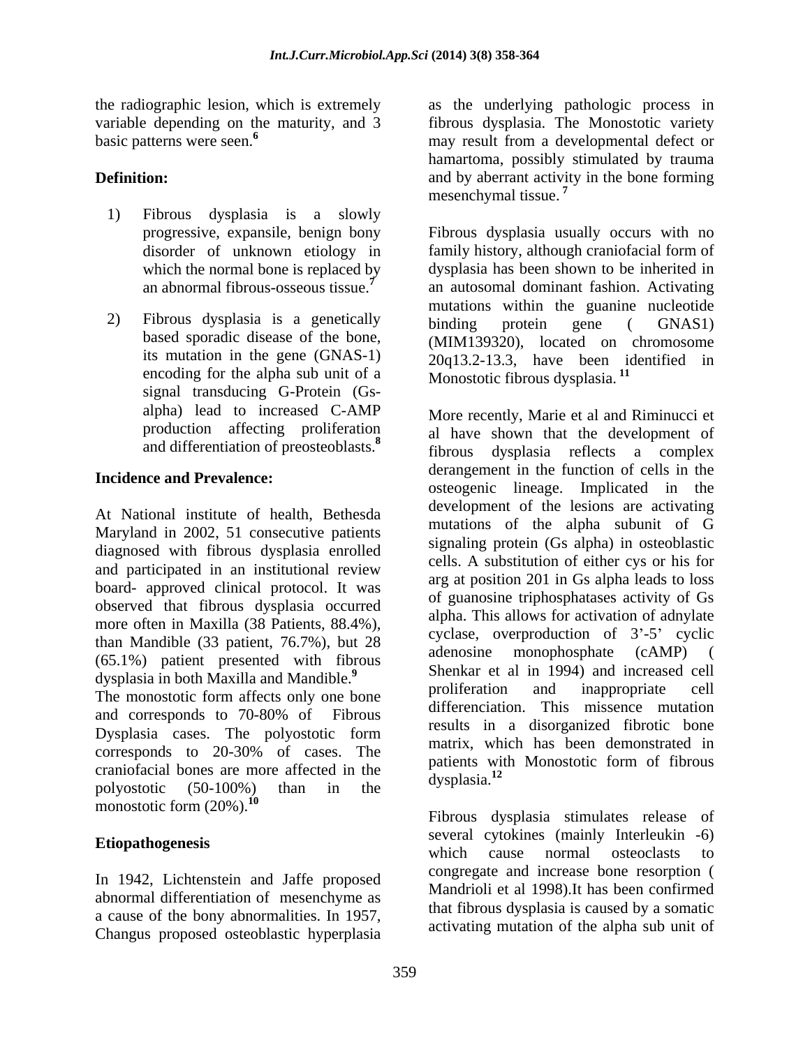the radiographic lesion, which is extremely variable depending on the maturity, and 3 basic patterns were seen.[6]

**Definition:**

1) Fibrous dysplasia is a slowly progressive, expansile, benign bony disorder of unknown etiology in which the normal bone is replaced by an abnormal fibrous-osseous tissue.[7]
2) Fibrous dysplasia is a genetically based sporadic disease of the bone, its mutation in the gene (GNAS-1) encoding for the alpha sub unit of a signal transducing G-Protein (Gs-alpha) lead to increased C-AMP production affecting proliferation and differentiation of preosteoblasts.[8]

**Incidence and Prevalence:**

At National institute of health, Bethesda Maryland in 2002, 51 consecutive patients diagnosed with fibrous dysplasia enrolled and participated in an institutional review board- approved clinical protocol. It was observed that fibrous dysplasia occurred more often in Maxilla (38 Patients, 88.4%), than Mandible (33 patient, 76.7%), but 28 (65.1%) patient presented with fibrous dysplasia in both Maxilla and Mandible.[9]
The monostotic form affects only one bone and corresponds to 70-80% of Fibrous Dysplasia cases. The polyostotic form corresponds to 20-30% of cases. The craniofacial bones are more affected in the polyostotic (50-100%) than in the monostotic form (20%).[10]

**Etiopathogenesis**

In 1942, Lichtenstein and Jaffe proposed abnormal differentiation of mesenchyme as a cause of the bony abnormalities. In 1957, Changus proposed osteoblastic hyperplasia as the underlying pathologic process in fibrous dysplasia. The Monostotic variety may result from a developmental defect or hamartoma, possibly stimulated by trauma and by aberrant activity in the bone forming mesenchymal tissue.[7]

Fibrous dysplasia usually occurs with no family history, although craniofacial form of dysplasia has been shown to be inherited in an autosomal dominant fashion. Activating mutations within the guanine nucleotide binding protein gene ( GNAS1) (MIM139320), located on chromosome 20q13.2-13.3, have been identified in Monostotic fibrous dysplasia.[11]

More recently, Marie et al and Riminucci et al have shown that the development of fibrous dysplasia reflects a complex derangement in the function of cells in the osteogenic lineage. Implicated in the development of the lesions are activating mutations of the alpha subunit of G signaling protein (Gs alpha) in osteoblastic cells. A substitution of either cys or his for arg at position 201 in Gs alpha leads to loss of guanosine triphosphatases activity of Gs alpha. This allows for activation of adnylate cyclase, overproduction of 3'-5' cyclic adenosine monophosphate (cAMP) ( Shenkar et al in 1994) and increased cell proliferation and inappropriate cell differenciation. This missence mutation results in a disorganized fibrotic bone matrix, which has been demonstrated in patients with Monostotic form of fibrous dysplasia.[12]

Fibrous dysplasia stimulates release of several cytokines (mainly Interleukin -6) which cause normal osteoclasts to congregate and increase bone resorption ( Mandrioli et al 1998).It has been confirmed that fibrous dysplasia is caused by a somatic activating mutation of the alpha sub unit of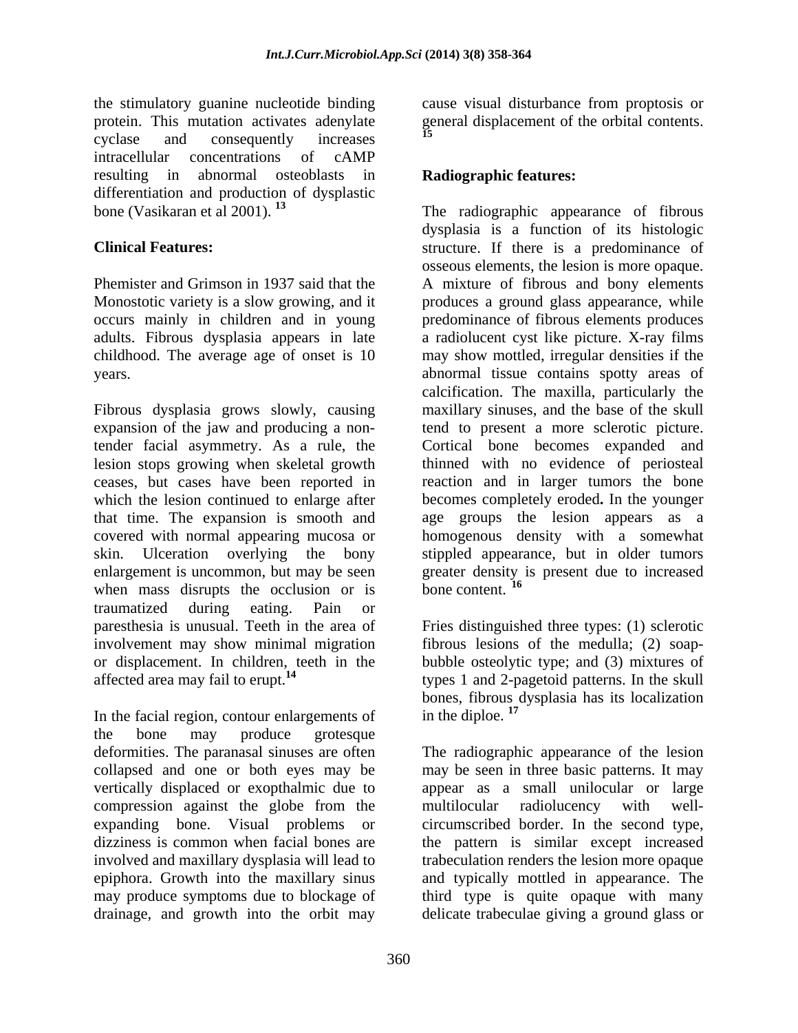the stimulatory guanine nucleotide binding protein. This mutation activates adenylate cyclase and consequently increases intracellular concentrations of cAMP resulting in abnormal osteoblasts in differentiation and production of dysplastic bone (Vasikaran et al 2001). [13]

**Clinical Features:**

Phemister and Grimson in 1937 said that the Monostotic variety is a slow growing, and it occurs mainly in children and in young adults. Fibrous dysplasia appears in late childhood. The average age of onset is 10 years.

Fibrous dysplasia grows slowly, causing expansion of the jaw and producing a non-tender facial asymmetry. As a rule, the lesion stops growing when skeletal growth ceases, but cases have been reported in which the lesion continued to enlarge after that time. The expansion is smooth and covered with normal appearing mucosa or skin. Ulceration overlying the bony enlargement is uncommon, but may be seen when mass disrupts the occlusion or is traumatized during eating. Pain or paresthesia is unusual. Teeth in the area of involvement may show minimal migration or displacement. In children, teeth in the affected area may fail to erupt.[14]

In the facial region, contour enlargements of the bone may produce grotesque deformities. The paranasal sinuses are often collapsed and one or both eyes may be vertically displaced or exopthalmic due to compression against the globe from the expanding bone. Visual problems or dizziness is common when facial bones are involved and maxillary dysplasia will lead to epiphora. Growth into the maxillary sinus may produce symptoms due to blockage of drainage, and growth into the orbit may cause visual disturbance from proptosis or general displacement of the orbital contents. [15]

**Radiographic features:**

The radiographic appearance of fibrous dysplasia is a function of its histologic structure. If there is a predominance of osseous elements, the lesion is more opaque. A mixture of fibrous and bony elements produces a ground glass appearance, while predominance of fibrous elements produces a radiolucent cyst like picture. X-ray films may show mottled, irregular densities if the abnormal tissue contains spotty areas of calcification. The maxilla, particularly the maxillary sinuses, and the base of the skull tend to present a more sclerotic picture. Cortical bone becomes expanded and thinned with no evidence of periosteal reaction and in larger tumors the bone becomes completely eroded**.** In the younger age groups the lesion appears as a homogenous density with a somewhat stippled appearance, but in older tumors greater density is present due to increased bone content. [16]

Fries distinguished three types: (1) sclerotic fibrous lesions of the medulla; (2) soap-bubble osteolytic type; and (3) mixtures of types 1 and 2-pagetoid patterns. In the skull bones, fibrous dysplasia has its localization in the diploe. [17]

The radiographic appearance of the lesion may be seen in three basic patterns. It may appear as a small unilocular or large multilocular radiolucency with well-circumscribed border. In the second type, the pattern is similar except increased trabeculation renders the lesion more opaque and typically mottled in appearance. The third type is quite opaque with many delicate trabeculae giving a ground glass or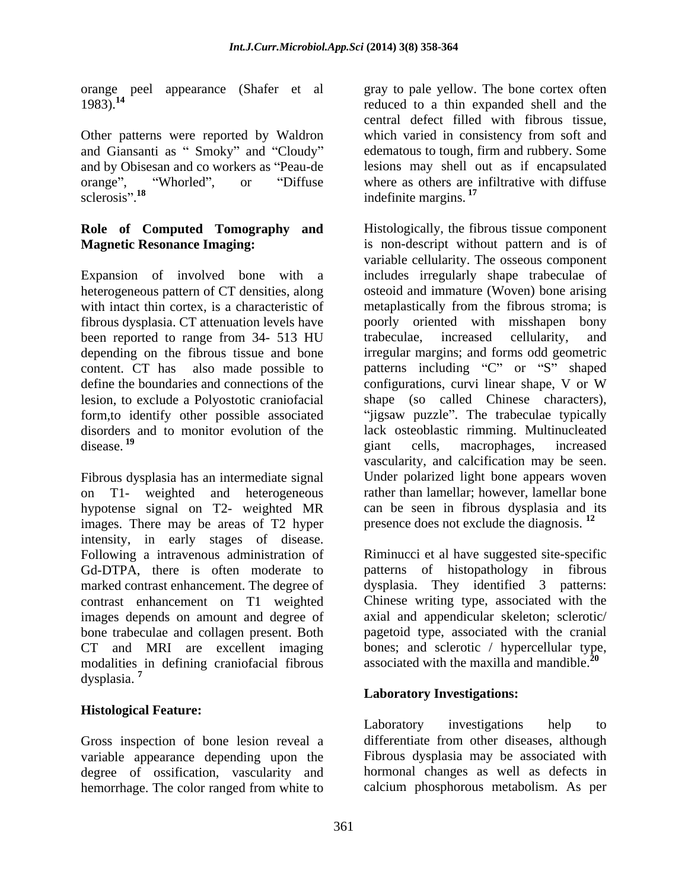orange peel appearance (Shafer et al 1983).[14]

Other patterns were reported by Waldron and Giansanti as " Smoky" and "Cloudy" and by Obisesan and co workers as "Peau-de orange", "Whorled", or "Diffuse sclerosis".[18]

**Role of Computed Tomography and Magnetic Resonance Imaging:**

Expansion of involved bone with a heterogeneous pattern of CT densities, along with intact thin cortex, is a characteristic of fibrous dysplasia. CT attenuation levels have been reported to range from 34- 513 HU depending on the fibrous tissue and bone content. CT has also made possible to define the boundaries and connections of the lesion, to exclude a Polyostotic craniofacial form,to identify other possible associated disorders and to monitor evolution of the disease. [19]

Fibrous dysplasia has an intermediate signal on T1- weighted and heterogeneous hypotense signal on T2- weighted MR images. There may be areas of T2 hyper intensity, in early stages of disease. Following a intravenous administration of Gd-DTPA, there is often moderate to marked contrast enhancement. The degree of contrast enhancement on T1 weighted images depends on amount and degree of bone trabeculae and collagen present. Both CT and MRI are excellent imaging modalities in defining craniofacial fibrous dysplasia. [7]

**Histological Feature:**

Gross inspection of bone lesion reveal a variable appearance depending upon the degree of ossification, vascularity and hemorrhage. The color ranged from white to gray to pale yellow. The bone cortex often reduced to a thin expanded shell and the central defect filled with fibrous tissue, which varied in consistency from soft and edematous to tough, firm and rubbery. Some lesions may shell out as if encapsulated where as others are infiltrative with diffuse indefinite margins. [17]

Histologically, the fibrous tissue component is non-descript without pattern and is of variable cellularity. The osseous component includes irregularly shape trabeculae of osteoid and immature (Woven) bone arising metaplastically from the fibrous stroma; is poorly oriented with misshapen bony trabeculae, increased cellularity, and irregular margins; and forms odd geometric patterns including "C" or "S" shaped configurations, curvi linear shape, V or W shape (so called Chinese characters), "jigsaw puzzle". The trabeculae typically lack osteoblastic rimming. Multinucleated giant cells, macrophages, increased vascularity, and calcification may be seen. Under polarized light bone appears woven rather than lamellar; however, lamellar bone can be seen in fibrous dysplasia and its presence does not exclude the diagnosis. [12]

Riminucci et al have suggested site-specific patterns of histopathology in fibrous dysplasia. They identified 3 patterns: Chinese writing type, associated with the axial and appendicular skeleton; sclerotic/ pagetoid type, associated with the cranial bones; and sclerotic / hypercellular type, associated with the maxilla and mandible.[20]

**Laboratory Investigations:**

Laboratory investigations help to differentiate from other diseases, although Fibrous dysplasia may be associated with hormonal changes as well as defects in calcium phosphorous metabolism. As per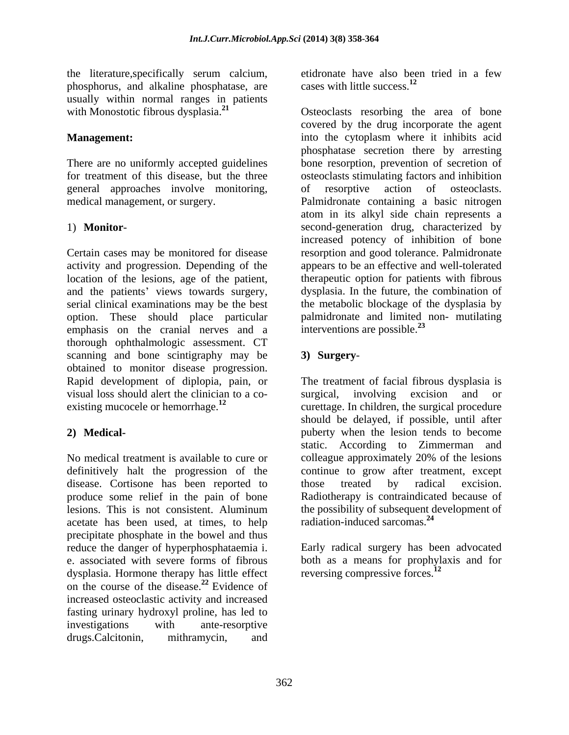the literature,specifically serum calcium, phosphorus, and alkaline phosphatase, are usually within normal ranges in patients with Monostotic fibrous dysplasia.[21]

**Management:**

There are no uniformly accepted guidelines for treatment of this disease, but the three general approaches involve monitoring, medical management, or surgery.

1) **Monitor**-

Certain cases may be monitored for disease activity and progression. Depending of the location of the lesions, age of the patient, and the patients' views towards surgery, serial clinical examinations may be the best option. These should place particular emphasis on the cranial nerves and a thorough ophthalmologic assessment. CT scanning and bone scintigraphy may be obtained to monitor disease progression. Rapid development of diplopia, pain, or visual loss should alert the clinician to a co-existing mucocele or hemorrhage.[12]

**2) Medical-**

No medical treatment is available to cure or definitively halt the progression of the disease. Cortisone has been reported to produce some relief in the pain of bone lesions. This is not consistent. Aluminum acetate has been used, at times, to help precipitate phosphate in the bowel and thus reduce the danger of hyperphosphataemia i. e. associated with severe forms of fibrous dysplasia. Hormone therapy has little effect on the course of the disease.[22] Evidence of increased osteoclastic activity and increased fasting urinary hydroxyl proline, has led to investigations with ante-resorptive drugs.Calcitonin, mithramycin, and etidronate have also been tried in a few cases with little success.[12]

Osteoclasts resorbing the area of bone covered by the drug incorporate the agent into the cytoplasm where it inhibits acid phosphatase secretion there by arresting bone resorption, prevention of secretion of osteoclasts stimulating factors and inhibition of resorptive action of osteoclasts. Palmidronate containing a basic nitrogen atom in its alkyl side chain represents a second-generation drug, characterized by increased potency of inhibition of bone resorption and good tolerance. Palmidronate appears to be an effective and well-tolerated therapeutic option for patients with fibrous dysplasia. In the future, the combination of the metabolic blockage of the dysplasia by palmidronate and limited non- mutilating interventions are possible.[23]

**3) Surgery**-

The treatment of facial fibrous dysplasia is surgical, involving excision and or curettage. In children, the surgical procedure should be delayed, if possible, until after puberty when the lesion tends to become static. According to Zimmerman and colleague approximately 20% of the lesions continue to grow after treatment, except those treated by radical excision. Radiotherapy is contraindicated because of the possibility of subsequent development of radiation-induced sarcomas.[24]

Early radical surgery has been advocated both as a means for prophylaxis and for reversing compressive forces.[12]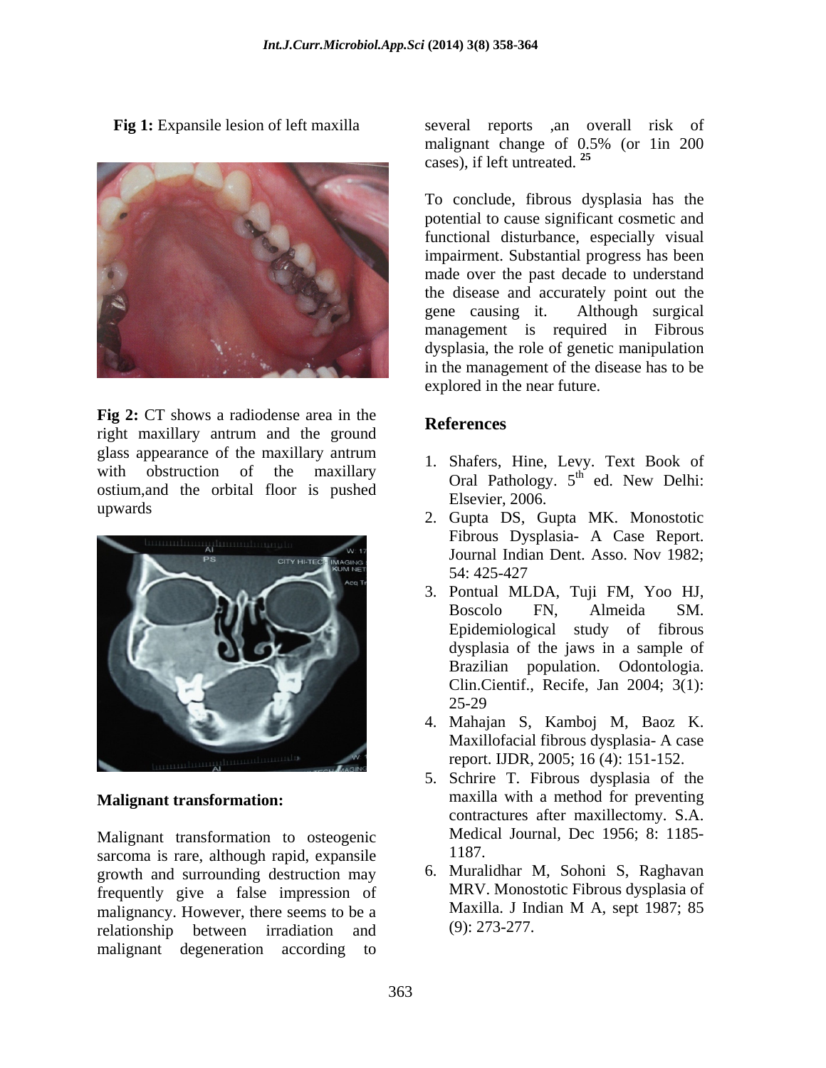**Fig 1:** Expansile lesion of left maxilla

**Fig 2:** CT shows a radiodense area in the right maxillary antrum and the ground glass appearance of the maxillary antrum with obstruction of the maxillary ostium,and the orbital floor is pushed upwards

**Malignant transformation:**

Malignant transformation to osteogenic sarcoma is rare, although rapid, expansile growth and surrounding destruction may frequently give a false impression of malignancy. However, there seems to be a relationship between irradiation and malignant degeneration according to several reports ,an overall risk of malignant change of 0.5% (or 1in 200 cases), if left untreated. [25]

To conclude, fibrous dysplasia has the potential to cause significant cosmetic and functional disturbance, especially visual impairment. Substantial progress has been made over the past decade to understand the disease and accurately point out the gene causing it. Although surgical management is required in Fibrous dysplasia, the role of genetic manipulation in the management of the disease has to be explored in the near future.

## References

1. Shafers, Hine, Levy. Text Book of Oral Pathology. 5th ed. New Delhi: Elsevier, 2006.
2. Gupta DS, Gupta MK. Monostotic Fibrous Dysplasia- A Case Report. Journal Indian Dent. Asso. Nov 1982; 54: 425-427
3. Pontual MLDA, Tuji FM, Yoo HJ, Boscolo FN, Almeida SM. Epidemiological study of fibrous dysplasia of the jaws in a sample of Brazilian population. Odontologia. Clin.Cientif., Recife, Jan 2004; 3(1): 25-29
4. Mahajan S, Kamboj M, Baoz K. Maxillofacial fibrous dysplasia- A case report. IJDR, 2005; 16 (4): 151-152.
5. Schrire T. Fibrous dysplasia of the maxilla with a method for preventing contractures after maxillectomy. S.A. Medical Journal, Dec 1956; 8: 1185-1187.
6. Muralidhar M, Sohoni S, Raghavan MRV. Monostotic Fibrous dysplasia of Maxilla. J Indian M A, sept 1987; 85 (9): 273-277.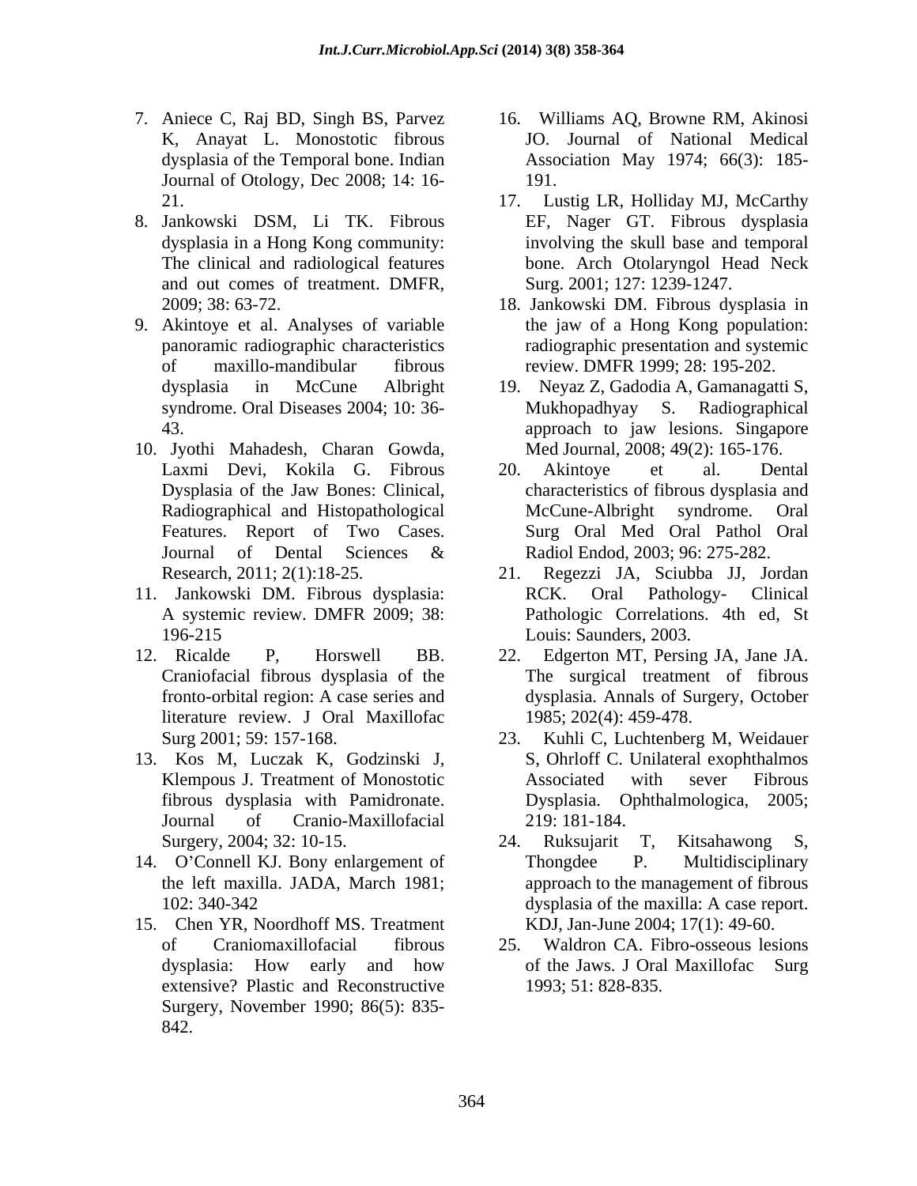7. Aniece C, Raj BD, Singh BS, Parvez K, Anayat L. Monostotic fibrous dysplasia of the Temporal bone. Indian Journal of Otology, Dec 2008; 14: 16-21.
8. Jankowski DSM, Li TK. Fibrous dysplasia in a Hong Kong community: The clinical and radiological features and out comes of treatment. DMFR, 2009; 38: 63-72.
9. Akintoye et al. Analyses of variable panoramic radiographic characteristics of maxillo-mandibular fibrous dysplasia in McCune Albright syndrome. Oral Diseases 2004; 10: 36-43.
10. Jyothi Mahadesh, Charan Gowda, Laxmi Devi, Kokila G. Fibrous Dysplasia of the Jaw Bones: Clinical, Radiographical and Histopathological Features. Report of Two Cases. Journal of Dental Sciences & Research, 2011; 2(1):18-25.
11. Jankowski DM. Fibrous dysplasia: A systemic review. DMFR 2009; 38: 196-215
12. Ricalde P, Horswell BB. Craniofacial fibrous dysplasia of the fronto-orbital region: A case series and literature review. J Oral Maxillofac Surg 2001; 59: 157-168.
13. Kos M, Luczak K, Godzinski J, Klempous J. Treatment of Monostotic fibrous dysplasia with Pamidronate. Journal of Cranio-Maxillofacial Surgery, 2004; 32: 10-15.
14. O'Connell KJ. Bony enlargement of the left maxilla. JADA, March 1981; 102: 340-342
15. Chen YR, Noordhoff MS. Treatment of Craniomaxillofacial fibrous dysplasia: How early and how extensive? Plastic and Reconstructive Surgery, November 1990; 86(5): 835-842.
16. Williams AQ, Browne RM, Akinosi JO. Journal of National Medical Association May 1974; 66(3): 185-191.
17. Lustig LR, Holliday MJ, McCarthy EF, Nager GT. Fibrous dysplasia involving the skull base and temporal bone. Arch Otolaryngol Head Neck Surg. 2001; 127: 1239-1247.
18. Jankowski DM. Fibrous dysplasia in the jaw of a Hong Kong population: radiographic presentation and systemic review. DMFR 1999; 28: 195-202.
19. Neyaz Z, Gadodia A, Gamanagatti S, Mukhopadhyay S. Radiographical approach to jaw lesions. Singapore Med Journal, 2008; 49(2): 165-176.
20. Akintoye et al. Dental characteristics of fibrous dysplasia and McCune-Albright syndrome. Oral Surg Oral Med Oral Pathol Oral Radiol Endod, 2003; 96: 275-282.
21. Regezzi JA, Sciubba JJ, Jordan RCK. Oral Pathology- Clinical Pathologic Correlations. 4th ed, St Louis: Saunders, 2003.
22. Edgerton MT, Persing JA, Jane JA. The surgical treatment of fibrous dysplasia. Annals of Surgery, October 1985; 202(4): 459-478.
23. Kuhli C, Luchtenberg M, Weidauer S, Ohrloff C. Unilateral exophthalmos Associated with sever Fibrous Dysplasia. Ophthalmologica, 2005; 219: 181-184.
24. Ruksujarit T, Kitsahawong S, Thongdee P. Multidisciplinary approach to the management of fibrous dysplasia of the maxilla: A case report. KDJ, Jan-June 2004; 17(1): 49-60.
25. Waldron CA. Fibro-osseous lesions of the Jaws. J Oral Maxillofac Surg 1993; 51: 828-835.